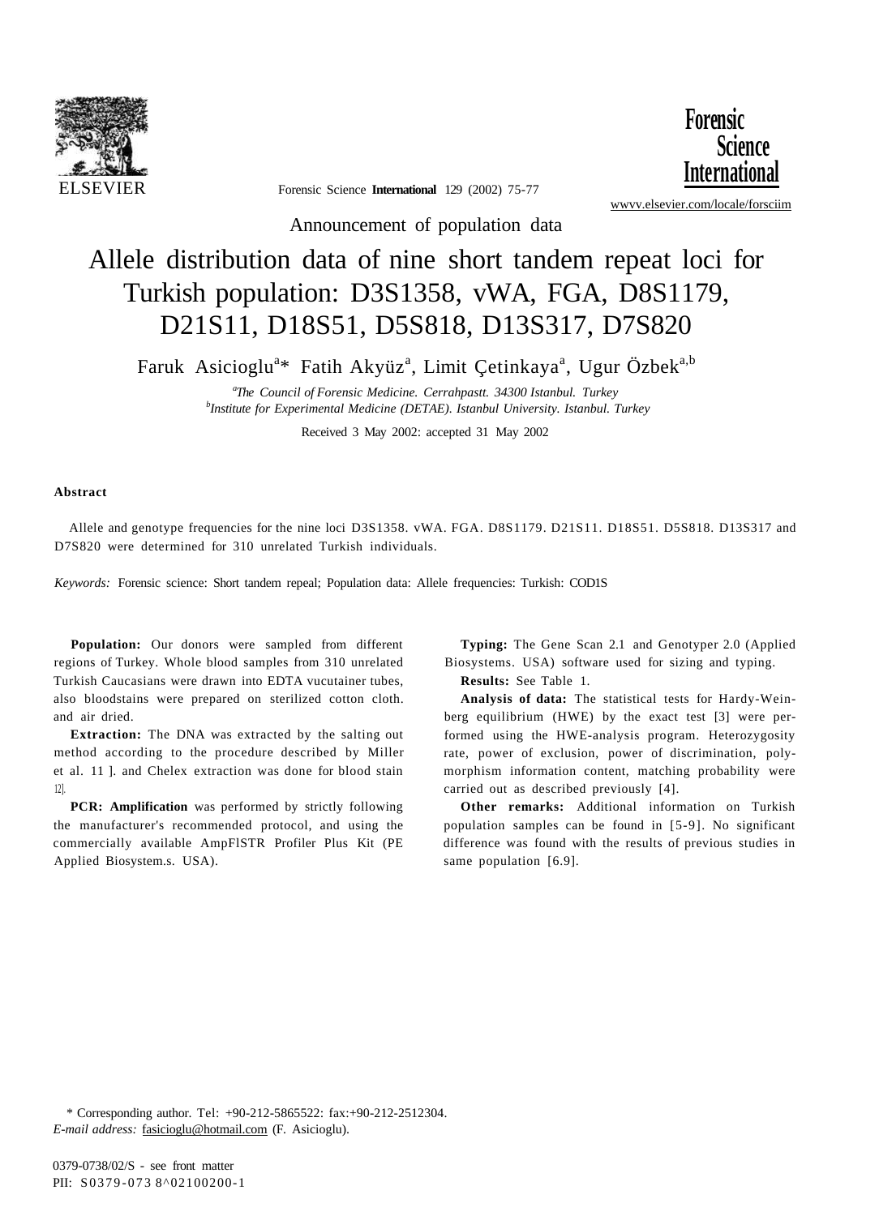Announcement of population data

# Allele distribution data of nine short tandem repeat loci for Turkish population: D3S1358, vWA, FGA, D8S1179, D21S11, D18S51, D5S818, D13S317, D7S820

Faruk Asicioglu[a]* Fatih Akyüz[a], Limit Çetinkaya[a], Ugur Özbek[a,b]

[a]*The Council of Forensic Medicine. Cerrahpastt. 34300 Istanbul. Turkey*
[b]*Institute for Experimental Medicine (DETAE). Istanbul University. Istanbul. Turkey*

Received 3 May 2002: accepted 31 May 2002

## Abstract

Allele and genotype frequencies for the nine loci D3S1358. vWA. FGA. D8S1179. D21S11. D18S51. D5S818. D13S317 and D7S820 were determined for 310 unrelated Turkish individuals.

*Keywords:* Forensic science: Short tandem repeal; Population data: Allele frequencies: Turkish: COD1S

**Population:** Our donors were sampled from different regions of Turkey. Whole blood samples from 310 unrelated Turkish Caucasians were drawn into EDTA vucutainer tubes, also bloodstains were prepared on sterilized cotton cloth. and air dried.

**Extraction:** The DNA was extracted by the salting out method according to the procedure described by Miller et al. 11 ]. and Chelex extraction was done for blood stain 12].

**PCR: Amplification** was performed by strictly following the manufacturer's recommended protocol, and using the commercially available AmpFlSTR Profiler Plus Kit (PE Applied Biosystem.s. USA).

**Typing:** The Gene Scan 2.1 and Genotyper 2.0 (Applied Biosystems. USA) software used for sizing and typing.

**Results:** See Table 1.

**Analysis of data:** The statistical tests for Hardy-Weinberg equilibrium (HWE) by the exact test [3] were performed using the HWE-analysis program. Heterozygosity rate, power of exclusion, power of discrimination, polymorphism information content, matching probability were carried out as described previously [4].

**Other remarks:** Additional information on Turkish population samples can be found in [5-9]. No significant difference was found with the results of previous studies in same population [6.9].

* Corresponding author. Tel: +90-212-5865522: fax:+90-212-2512304.
*E-mail address:* fasicioglu@hotmail.com (F. Asicioglu).

0379-0738/02/S - see front matter
PII: S0379-073 8^02100200-1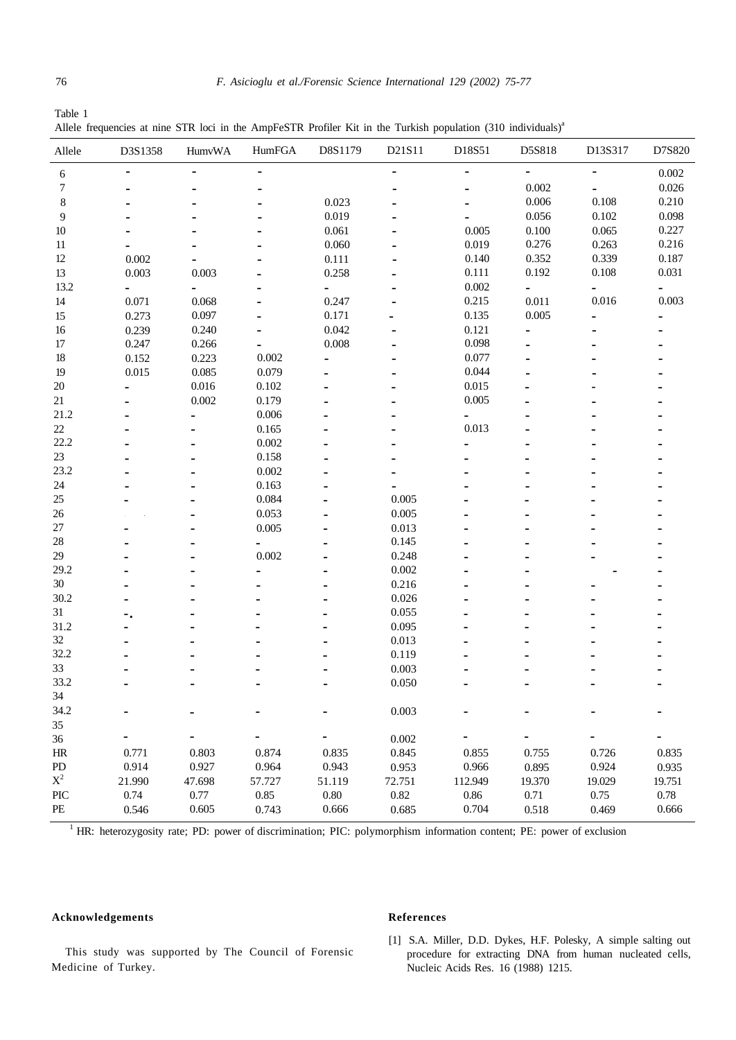Table 1
Allele frequencies at nine STR loci in the AmpFeSTR Profiler Kit in the Turkish population (310 individuals)[a]

| Allele | D3S1358 | HumvWA | HumFGA | D8S1179 | D21S11 | D18S51 | D5S818 | D13S317 | D7S820 |
|---|---|---|---|---|---|---|---|---|---|
| 6 | - | - | - | | - | - | - | - | 0.002 |
| 7 | - | - | - | | - | - | 0.002 | - | 0.026 |
| 8 | - | - | - | 0.023 | - | - | 0.006 | 0.108 | 0.210 |
| 9 | - | - | - | 0.019 | - | - | 0.056 | 0.102 | 0.098 |
| 10 | - | - | - | 0.061 | - | 0.005 | 0.100 | 0.065 | 0.227 |
| 11 | - | - | - | 0.060 | - | 0.019 | 0.276 | 0.263 | 0.216 |
| 12 | 0.002 | - | - | 0.111 | - | 0.140 | 0.352 | 0.339 | 0.187 |
| 13 | 0.003 | 0.003 | - | 0.258 | - | 0.111 | 0.192 | 0.108 | 0.031 |
| 13.2 | - | - | - | - | - | 0.002 | - | - | - |
| 14 | 0.071 | 0.068 | - | 0.247 | - | 0.215 | 0.011 | 0.016 | 0.003 |
| 15 | 0.273 | 0.097 | - | 0.171 | - | 0.135 | 0.005 | - | - |
| 16 | 0.239 | 0.240 | - | 0.042 | - | 0.121 | - | - | - |
| 17 | 0.247 | 0.266 | - | 0.008 | - | 0.098 | - | - | - |
| 18 | 0.152 | 0.223 | 0.002 | - | - | 0.077 | - | - | - |
| 19 | 0.015 | 0.085 | 0.079 | - | - | 0.044 | - | - | - |
| 20 | - | 0.016 | 0.102 | - | - | 0.015 | - | - | - |
| 21 | - | 0.002 | 0.179 | - | - | 0.005 | - | - | - |
| 21.2 | - | - | 0.006 | - | - | - | - | - | - |
| 22 | - | - | 0.165 | - | - | 0.013 | - | - | - |
| 22.2 | - | - | 0.002 | - | - | - | - | - | - |
| 23 | - | - | 0.158 | - | - | - | - | - | - |
| 23.2 | - | - | 0.002 | - | - | - | - | - | - |
| 24 | - | - | 0.163 | - | - | - | - | - | - |
| 25 | - | - | 0.084 | - | 0.005 | - | - | - | - |
| 26 | | - | 0.053 | - | 0.005 | - | - | - | - |
| 27 | - | - | 0.005 | - | 0.013 | - | - | - | - |
| 28 | - | - | - | - | 0.145 | - | - | - | - |
| 29 | - | - | 0.002 | - | 0.248 | - | - | - | - |
| 29.2 | - | - | - | - | 0.002 | - | - | - | - |
| 30 | - | - | - | - | 0.216 | - | - | - | - |
| 30.2 | - | - | - | - | 0.026 | - | - | - | - |
| 31 | - | - | - | - | 0.055 | - | - | - | - |
| 31.2 | - | - | - | - | 0.095 | - | - | - | - |
| 32 | - | - | - | - | 0.013 | - | - | - | - |
| 32.2 | - | - | - | - | 0.119 | - | - | - | - |
| 33 | - | - | - | - | 0.003 | - | - | - | - |
| 33.2 | - | - | - | - | 0.050 | - | - | - | - |
| 34 | | | | | | | | | |
| 34.2 | - | - | - | - | 0.003 | - | - | - | - |
| 35 | | | | | | | | | |
| 36 | - | - | - | - | 0.002 | - | - | - | - |
| HR | 0.771 | 0.803 | 0.874 | 0.835 | 0.845 | 0.855 | 0.755 | 0.726 | 0.835 |
| PD | 0.914 | 0.927 | 0.964 | 0.943 | 0.953 | 0.966 | 0.895 | 0.924 | 0.935 |
| $X^2$ | 21.990 | 47.698 | 57.727 | 51.119 | 72.751 | 112.949 | 19.370 | 19.029 | 19.751 |
| PIC | 0.74 | 0.77 | 0.85 | 0.80 | 0.82 | 0.86 | 0.71 | 0.75 | 0.78 |
| PE | 0.546 | 0.605 | 0.743 | 0.666 | 0.685 | 0.704 | 0.518 | 0.469 | 0.666 |

[1] HR: heterozygosity rate; PD: power of discrimination; PIC: polymorphism information content; PE: power of exclusion

## Acknowledgements

This study was supported by The Council of Forensic Medicine of Turkey.

## References

[1] S.A. Miller, D.D. Dykes, H.F. Polesky, A simple salting out procedure for extracting DNA from human nucleated cells, Nucleic Acids Res. 16 (1988) 1215.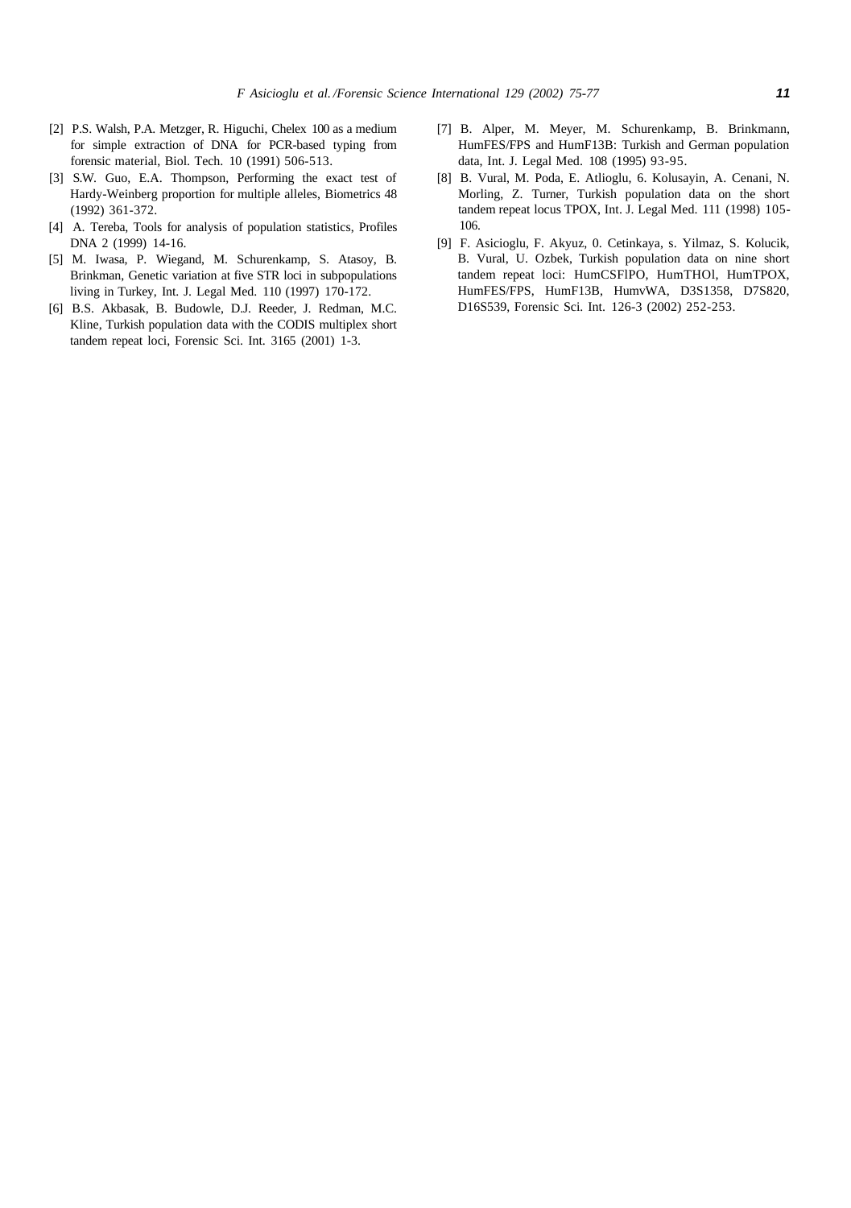[2] P.S. Walsh, P.A. Metzger, R. Higuchi, Chelex 100 as a medium for simple extraction of DNA for PCR-based typing from forensic material, Biol. Tech. 10 (1991) 506-513.

[3] S.W. Guo, E.A. Thompson, Performing the exact test of Hardy-Weinberg proportion for multiple alleles, Biometrics 48 (1992) 361-372.

[4] A. Tereba, Tools for analysis of population statistics, Profiles DNA 2 (1999) 14-16.

[5] M. Iwasa, P. Wiegand, M. Schurenkamp, S. Atasoy, B. Brinkman, Genetic variation at five STR loci in subpopulations living in Turkey, Int. J. Legal Med. 110 (1997) 170-172.

[6] B.S. Akbasak, B. Budowle, D.J. Reeder, J. Redman, M.C. Kline, Turkish population data with the CODIS multiplex short tandem repeat loci, Forensic Sci. Int. 3165 (2001) 1-3.

[7] B. Alper, M. Meyer, M. Schurenkamp, B. Brinkmann, HumFES/FPS and HumF13B: Turkish and German population data, Int. J. Legal Med. 108 (1995) 93-95.

[8] B. Vural, M. Poda, E. Atlioglu, 6. Kolusayin, A. Cenani, N. Morling, Z. Turner, Turkish population data on the short tandem repeat locus TPOX, Int. J. Legal Med. 111 (1998) 105-106.

[9] F. Asicioglu, F. Akyuz, 0. Cetinkaya, s. Yilmaz, S. Kolucik, B. Vural, U. Ozbek, Turkish population data on nine short tandem repeat loci: HumCSFlPO, HumTHOl, HumTPOX, HumFES/FPS, HumF13B, HumvWA, D3S1358, D7S820, D16S539, Forensic Sci. Int. 126-3 (2002) 252-253.